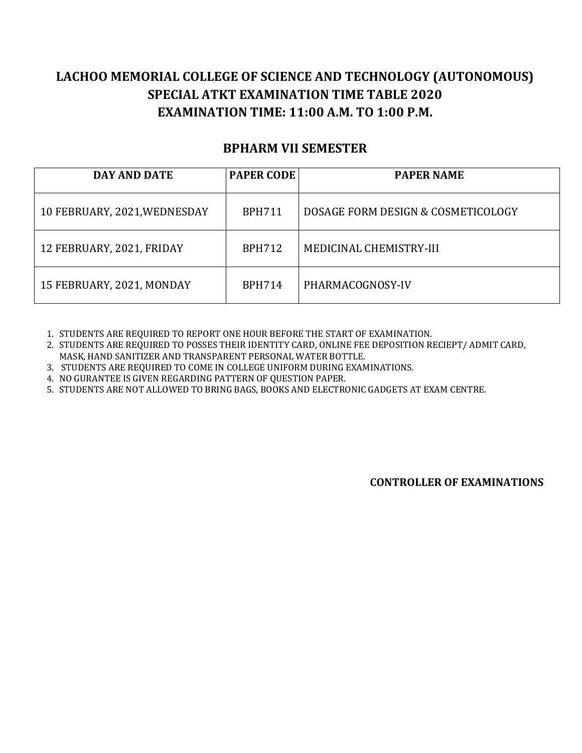# LACHOO MEMORIAL COLLEGE OF SCIENCE AND TECHNOLOGY (AUTONOMOUS)
# SPECIAL ATKT EXAMINATION TIME TABLE 2020
# EXAMINATION TIME: 11:00 A.M. TO 1:00 P.M.

## BPHARM VII SEMESTER

| DAY AND DATE | PAPER CODE | PAPER NAME |
|---|---|---|
| 10 FEBRUARY, 2021,WEDNESDAY | BPH711 | DOSAGE FORM DESIGN & COSMETICOLOGY |
| 12 FEBRUARY, 2021, FRIDAY | BPH712 | MEDICINAL CHEMISTRY-III |
| 15 FEBRUARY, 2021, MONDAY | BPH714 | PHARMACOGNOSY-IV |

1. STUDENTS ARE REQUIRED TO REPORT ONE HOUR BEFORE THE START OF EXAMINATION.
2. STUDENTS ARE REQUIRED TO POSSES THEIR IDENTITY CARD, ONLINE FEE DEPOSITION RECIEPT/ ADMIT CARD, MASK, HAND SANITIZER AND TRANSPARENT PERSONAL WATER BOTTLE.
3. STUDENTS ARE REQUIRED TO COME IN COLLEGE UNIFORM DURING EXAMINATIONS.
4. NO GURANTEE IS GIVEN REGARDING PATTERN OF QUESTION PAPER.
5. STUDENTS ARE NOT ALLOWED TO BRING BAGS, BOOKS AND ELECTRONIC GADGETS AT EXAM CENTRE.

**CONTROLLER OF EXAMINATIONS**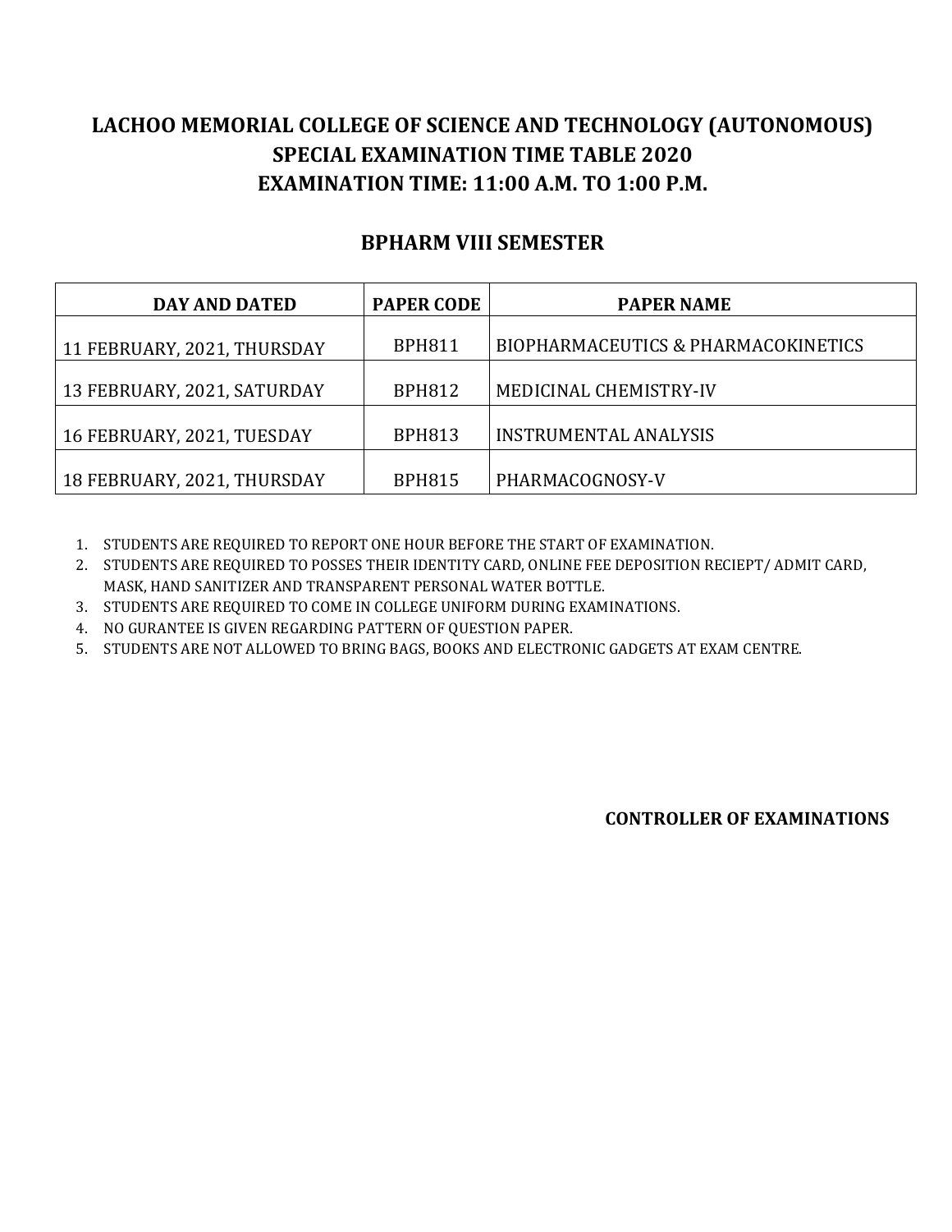# LACHOO MEMORIAL COLLEGE OF SCIENCE AND TECHNOLOGY (AUTONOMOUS)
# SPECIAL EXAMINATION TIME TABLE 2020
# EXAMINATION TIME: 11:00 A.M. TO 1:00 P.M.

## BPHARM VIII SEMESTER

| DAY AND DATED | PAPER CODE | PAPER NAME |
|---|---|---|
| 11 FEBRUARY, 2021, THURSDAY | BPH811 | BIOPHARMACEUTICS & PHARMACOKINETICS |
| 13 FEBRUARY, 2021, SATURDAY | BPH812 | MEDICINAL CHEMISTRY-IV |
| 16 FEBRUARY, 2021, TUESDAY | BPH813 | INSTRUMENTAL ANALYSIS |
| 18 FEBRUARY, 2021, THURSDAY | BPH815 | PHARMACOGNOSY-V |

1. STUDENTS ARE REQUIRED TO REPORT ONE HOUR BEFORE THE START OF EXAMINATION.
2. STUDENTS ARE REQUIRED TO POSSES THEIR IDENTITY CARD, ONLINE FEE DEPOSITION RECIEPT/ ADMIT CARD, MASK, HAND SANITIZER AND TRANSPARENT PERSONAL WATER BOTTLE.
3. STUDENTS ARE REQUIRED TO COME IN COLLEGE UNIFORM DURING EXAMINATIONS.
4. NO GURANTEE IS GIVEN REGARDING PATTERN OF QUESTION PAPER.
5. STUDENTS ARE NOT ALLOWED TO BRING BAGS, BOOKS AND ELECTRONIC GADGETS AT EXAM CENTRE.

**CONTROLLER OF EXAMINATIONS**